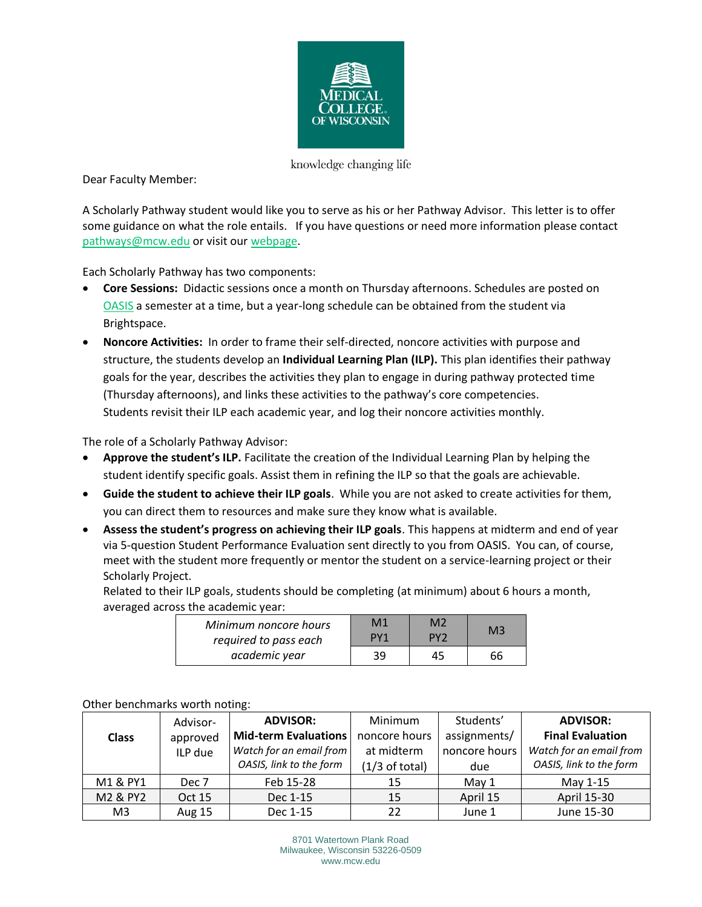MEDICAL COLLEGE OF WISCONSIN

knowledge changing life

Dear Faculty Member:

A Scholarly Pathway student would like you to serve as his or her Pathway Advisor. This letter is to offer some guidance on what the role entails. If you have questions or need more information please contact pathways@mcw.edu or visit our webpage.

Each Scholarly Pathway has two components:

- **Core Sessions:** Didactic sessions once a month on Thursday afternoons. Schedules are posted on OASIS a semester at a time, but a year-long schedule can be obtained from the student via Brightspace.
- **Noncore Activities:** In order to frame their self-directed, noncore activities with purpose and structure, the students develop an **Individual Learning Plan (ILP).** This plan identifies their pathway goals for the year, describes the activities they plan to engage in during pathway protected time (Thursday afternoons), and links these activities to the pathway's core competencies. Students revisit their ILP each academic year, and log their noncore activities monthly.

The role of a Scholarly Pathway Advisor:

- **Approve the student's ILP.** Facilitate the creation of the Individual Learning Plan by helping the student identify specific goals. Assist them in refining the ILP so that the goals are achievable.
- **Guide the student to achieve their ILP goals**. While you are not asked to create activities for them, you can direct them to resources and make sure they know what is available.
- **Assess the student's progress on achieving their ILP goals**. This happens at midterm and end of year via 5-question Student Performance Evaluation sent directly to you from OASIS. You can, of course, meet with the student more frequently or mentor the student on a service-learning project or their Scholarly Project.

  Related to their ILP goals, students should be completing (at minimum) about 6 hours a month, averaged across the academic year:

| *Minimum noncore hours required to pass each academic year* | M1 PY1 | M2 PY2 | M3 |
|---|---|---|---|
| | 39 | 45 | 66 |

Other benchmarks worth noting:

| **Class** | Advisor-approved ILP due | **ADVISOR: Mid-term Evaluations** *Watch for an email from OASIS, link to the form* | Minimum noncore hours at midterm (1/3 of total) | Students' assignments/ noncore hours due | **ADVISOR: Final Evaluation** *Watch for an email from OASIS, link to the form* |
|---|---|---|---|---|---|
| M1 & PY1 | Dec 7 | Feb 15-28 | 15 | May 1 | May 1-15 |
| M2 & PY2 | Oct 15 | Dec 1-15 | 15 | April 15 | April 15-30 |
| M3 | Aug 15 | Dec 1-15 | 22 | June 1 | June 15-30 |

8701 Watertown Plank Road
Milwaukee, Wisconsin 53226-0509
www.mcw.edu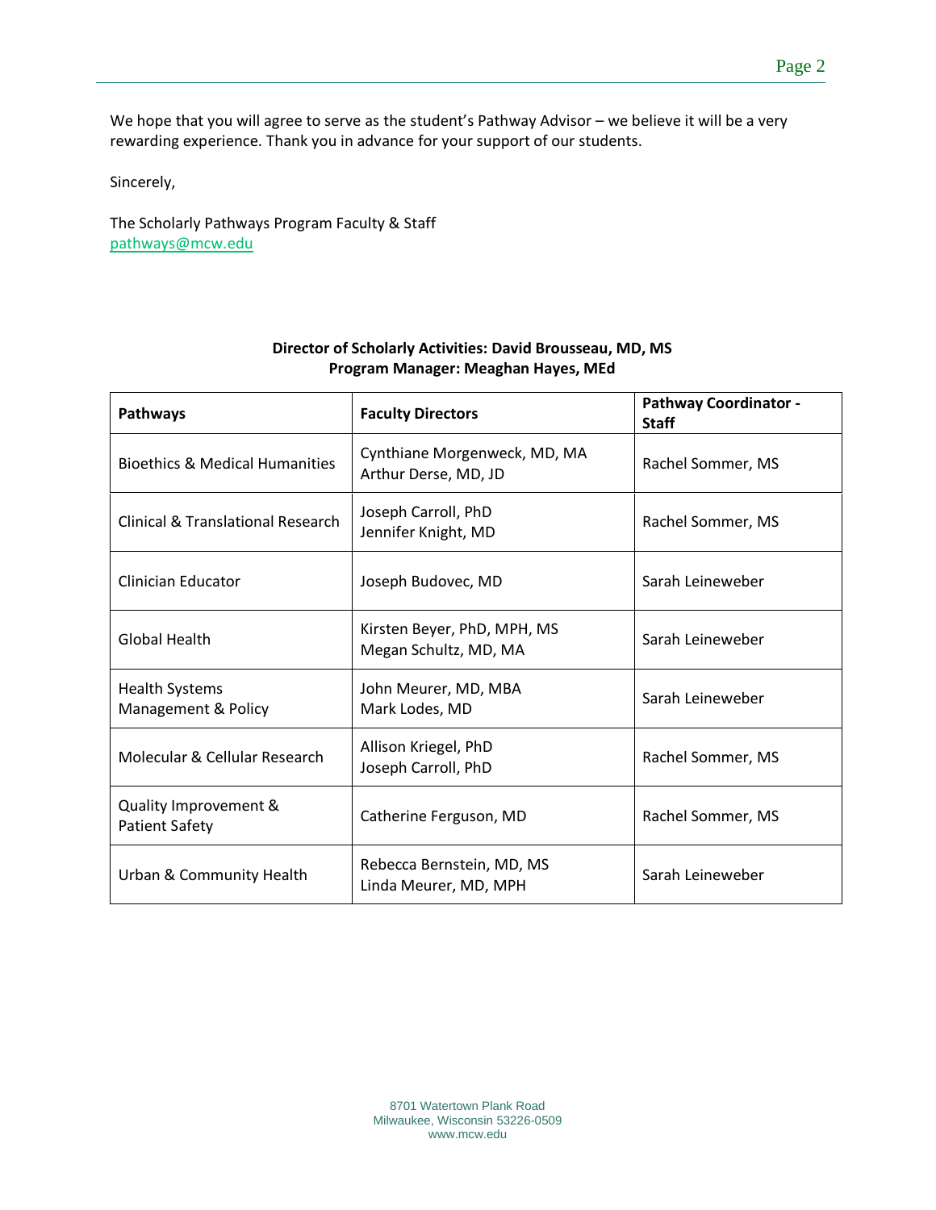We hope that you will agree to serve as the student's Pathway Advisor – we believe it will be a very rewarding experience. Thank you in advance for your support of our students.

Sincerely,

The Scholarly Pathways Program Faculty & Staff
pathways@mcw.edu

**Director of Scholarly Activities: David Brousseau, MD, MS**
**Program Manager: Meaghan Hayes, MEd**

| **Pathways** | **Faculty Directors** | **Pathway Coordinator - Staff** |
|---|---|---|
| Bioethics & Medical Humanities | Cynthiane Morgenweck, MD, MA<br>Arthur Derse, MD, JD | Rachel Sommer, MS |
| Clinical & Translational Research | Joseph Carroll, PhD<br>Jennifer Knight, MD | Rachel Sommer, MS |
| Clinician Educator | Joseph Budovec, MD | Sarah Leineweber |
| Global Health | Kirsten Beyer, PhD, MPH, MS<br>Megan Schultz, MD, MA | Sarah Leineweber |
| Health Systems Management & Policy | John Meurer, MD, MBA<br>Mark Lodes, MD | Sarah Leineweber |
| Molecular & Cellular Research | Allison Kriegel, PhD<br>Joseph Carroll, PhD | Rachel Sommer, MS |
| Quality Improvement & Patient Safety | Catherine Ferguson, MD | Rachel Sommer, MS |
| Urban & Community Health | Rebecca Bernstein, MD, MS<br>Linda Meurer, MD, MPH | Sarah Leineweber |

8701 Watertown Plank Road
Milwaukee, Wisconsin 53226-0509
www.mcw.edu